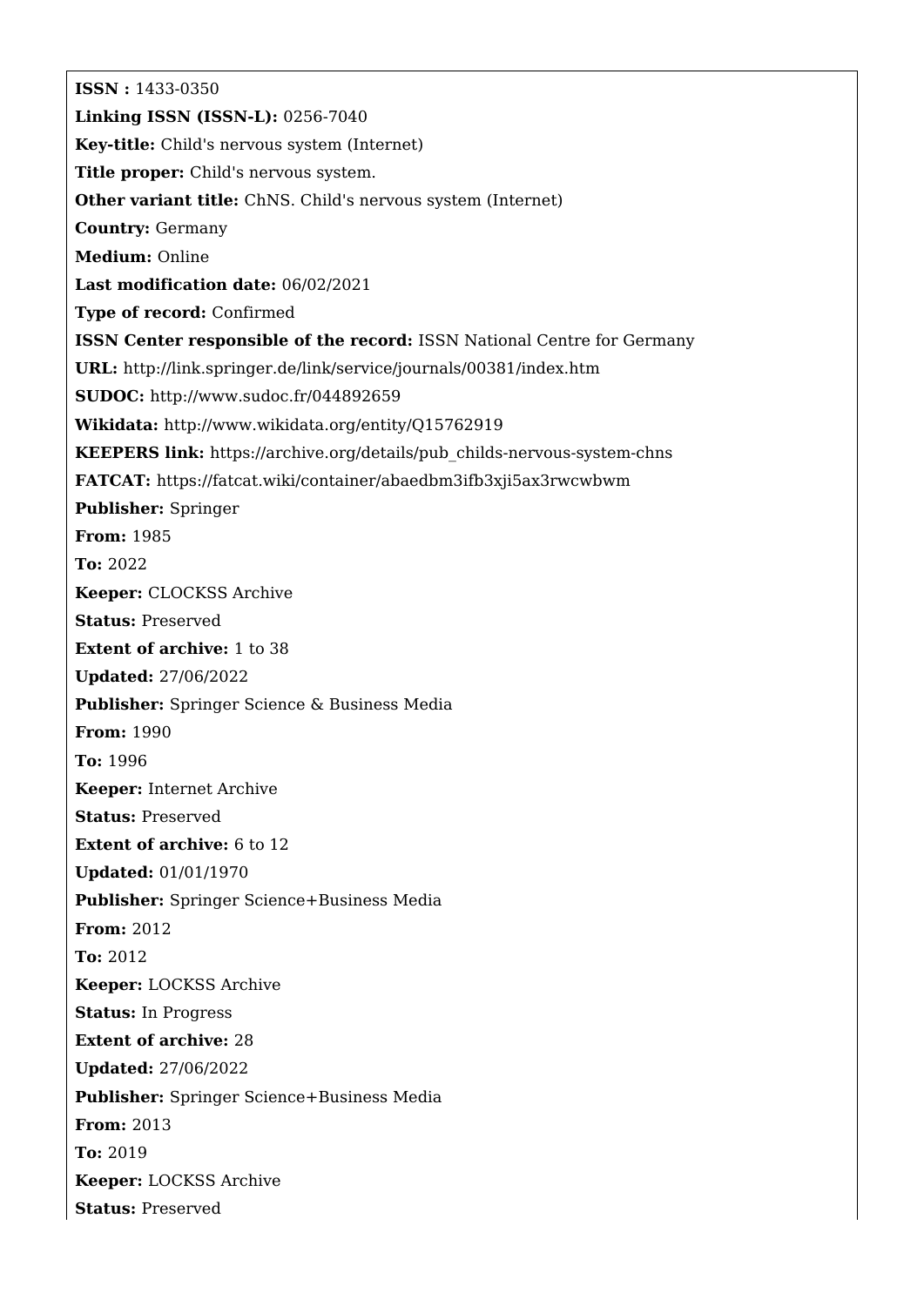**ISSN :** 1433-0350

**Linking ISSN (ISSN-L):** 0256-7040

**Key-title:** Child's nervous system (Internet)

**Title proper:** Child's nervous system.

**Other variant title:** ChNS. Child's nervous system (Internet)

**Country:** Germany

**Medium:** Online

**Last modification date:** 06/02/2021

**Type of record:** Confirmed

**ISSN Center responsible of the record:** ISSN National Centre for Germany

**URL:** http://link.springer.de/link/service/journals/00381/index.htm

**SUDOC:** http://www.sudoc.fr/044892659

**Wikidata:** http://www.wikidata.org/entity/Q15762919

**KEEPERS link:** https://archive.org/details/pub_childs-nervous-system-chns

**FATCAT:** https://fatcat.wiki/container/abaedbm3ifb3xji5ax3rwcwbwm

**Publisher:** Springer

**From:** 1985

**To:** 2022

**Keeper:** CLOCKSS Archive

**Status:** Preserved

**Extent of archive:** 1 to 38

**Updated:** 27/06/2022

**Publisher:** Springer Science & Business Media

**From:** 1990

**To:** 1996

**Keeper:** Internet Archive

**Status:** Preserved

**Extent of archive:** 6 to 12

**Updated:** 01/01/1970

**Publisher:** Springer Science+Business Media

**From:** 2012

**To:** 2012

**Keeper:** LOCKSS Archive

**Status:** In Progress

**Extent of archive:** 28

**Updated:** 27/06/2022

**Publisher:** Springer Science+Business Media

**From:** 2013

**To:** 2019

**Keeper:** LOCKSS Archive

**Status:** Preserved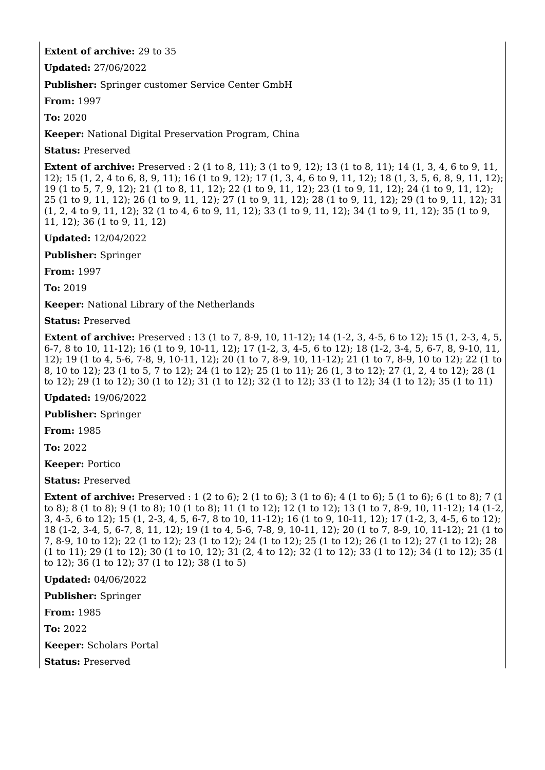**Extent of archive:** 29 to 35

**Updated:** 27/06/2022

**Publisher:** Springer customer Service Center GmbH

**From:** 1997

**To:** 2020

**Keeper:** National Digital Preservation Program, China

**Status:** Preserved

**Extent of archive:** Preserved : 2 (1 to 8, 11); 3 (1 to 9, 12); 13 (1 to 8, 11); 14 (1, 3, 4, 6 to 9, 11, 12); 15 (1, 2, 4 to 6, 8, 9, 11); 16 (1 to 9, 12); 17 (1, 3, 4, 6 to 9, 11, 12); 18 (1, 3, 5, 6, 8, 9, 11, 12); 19 (1 to 5, 7, 9, 12); 21 (1 to 8, 11, 12); 22 (1 to 9, 11, 12); 23 (1 to 9, 11, 12); 24 (1 to 9, 11, 12); 25 (1 to 9, 11, 12); 26 (1 to 9, 11, 12); 27 (1 to 9, 11, 12); 28 (1 to 9, 11, 12); 29 (1 to 9, 11, 12); 31 (1, 2, 4 to 9, 11, 12); 32 (1 to 4, 6 to 9, 11, 12); 33 (1 to 9, 11, 12); 34 (1 to 9, 11, 12); 35 (1 to 9, 11, 12); 36 (1 to 9, 11, 12)

**Updated:** 12/04/2022

**Publisher:** Springer

**From:** 1997

**To:** 2019

**Keeper:** National Library of the Netherlands

**Status:** Preserved

**Extent of archive:** Preserved : 13 (1 to 7, 8-9, 10, 11-12); 14 (1-2, 3, 4-5, 6 to 12); 15 (1, 2-3, 4, 5, 6-7, 8 to 10, 11-12); 16 (1 to 9, 10-11, 12); 17 (1-2, 3, 4-5, 6 to 12); 18 (1-2, 3-4, 5, 6-7, 8, 9-10, 11, 12); 19 (1 to 4, 5-6, 7-8, 9, 10-11, 12); 20 (1 to 7, 8-9, 10, 11-12); 21 (1 to 7, 8-9, 10 to 12); 22 (1 to 8, 10 to 12); 23 (1 to 5, 7 to 12); 24 (1 to 12); 25 (1 to 11); 26 (1, 3 to 12); 27 (1, 2, 4 to 12); 28 (1 to 12); 29 (1 to 12); 30 (1 to 12); 31 (1 to 12); 32 (1 to 12); 33 (1 to 12); 34 (1 to 12); 35 (1 to 11)

**Updated:** 19/06/2022

**Publisher:** Springer

**From:** 1985

**To:** 2022

**Keeper:** Portico

**Status:** Preserved

**Extent of archive:** Preserved : 1 (2 to 6); 2 (1 to 6); 3 (1 to 6); 4 (1 to 6); 5 (1 to 6); 6 (1 to 8); 7 (1 to 8); 8 (1 to 8); 9 (1 to 8); 10 (1 to 8); 11 (1 to 12); 12 (1 to 12); 13 (1 to 7, 8-9, 10, 11-12); 14 (1-2, 3, 4-5, 6 to 12); 15 (1, 2-3, 4, 5, 6-7, 8 to 10, 11-12); 16 (1 to 9, 10-11, 12); 17 (1-2, 3, 4-5, 6 to 12); 18 (1-2, 3-4, 5, 6-7, 8, 11, 12); 19 (1 to 4, 5-6, 7-8, 9, 10-11, 12); 20 (1 to 7, 8-9, 10, 11-12); 21 (1 to 7, 8-9, 10 to 12); 22 (1 to 12); 23 (1 to 12); 24 (1 to 12); 25 (1 to 12); 26 (1 to 12); 27 (1 to 12); 28 (1 to 11); 29 (1 to 12); 30 (1 to 10, 12); 31 (2, 4 to 12); 32 (1 to 12); 33 (1 to 12); 34 (1 to 12); 35 (1 to 12); 36 (1 to 12); 37 (1 to 12); 38 (1 to 5)

**Updated:** 04/06/2022

**Publisher:** Springer

**From:** 1985

**To:** 2022

**Keeper:** Scholars Portal

**Status:** Preserved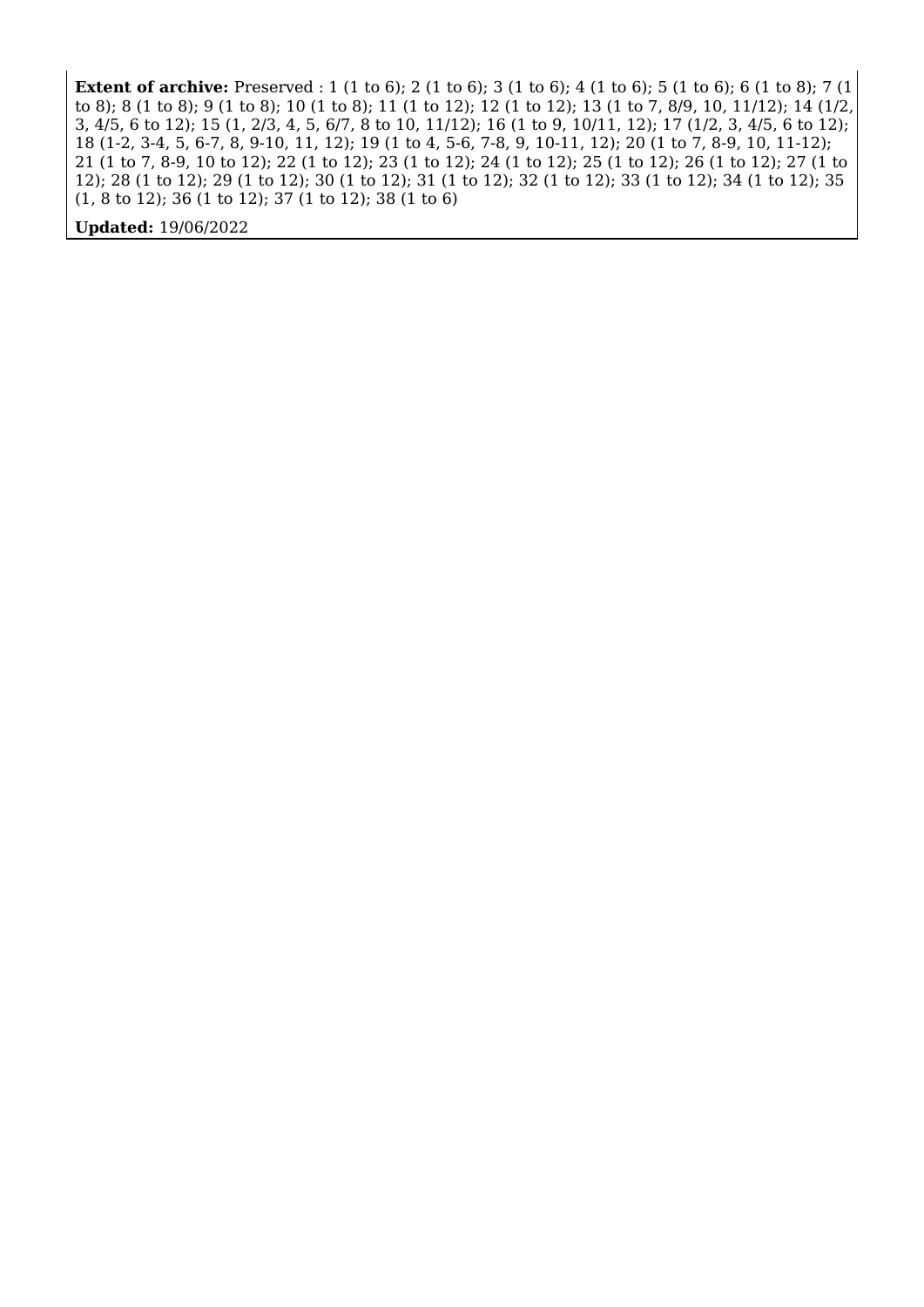**Extent of archive:** Preserved : 1 (1 to 6); 2 (1 to 6); 3 (1 to 6); 4 (1 to 6); 5 (1 to 6); 6 (1 to 8); 7 (1 to 8); 8 (1 to 8); 9 (1 to 8); 10 (1 to 8); 11 (1 to 12); 12 (1 to 12); 13 (1 to 7, 8/9, 10, 11/12); 14 (1/2, 3, 4/5, 6 to 12); 15 (1, 2/3, 4, 5, 6/7, 8 to 10, 11/12); 16 (1 to 9, 10/11, 12); 17 (1/2, 3, 4/5, 6 to 12); 18 (1-2, 3-4, 5, 6-7, 8, 9-10, 11, 12); 19 (1 to 4, 5-6, 7-8, 9, 10-11, 12); 20 (1 to 7, 8-9, 10, 11-12); 21 (1 to 7, 8-9, 10 to 12); 22 (1 to 12); 23 (1 to 12); 24 (1 to 12); 25 (1 to 12); 26 (1 to 12); 27 (1 to 12); 28 (1 to 12); 29 (1 to 12); 30 (1 to 12); 31 (1 to 12); 32 (1 to 12); 33 (1 to 12); 34 (1 to 12); 35 (1, 8 to 12); 36 (1 to 12); 37 (1 to 12); 38 (1 to 6)

**Updated:** 19/06/2022